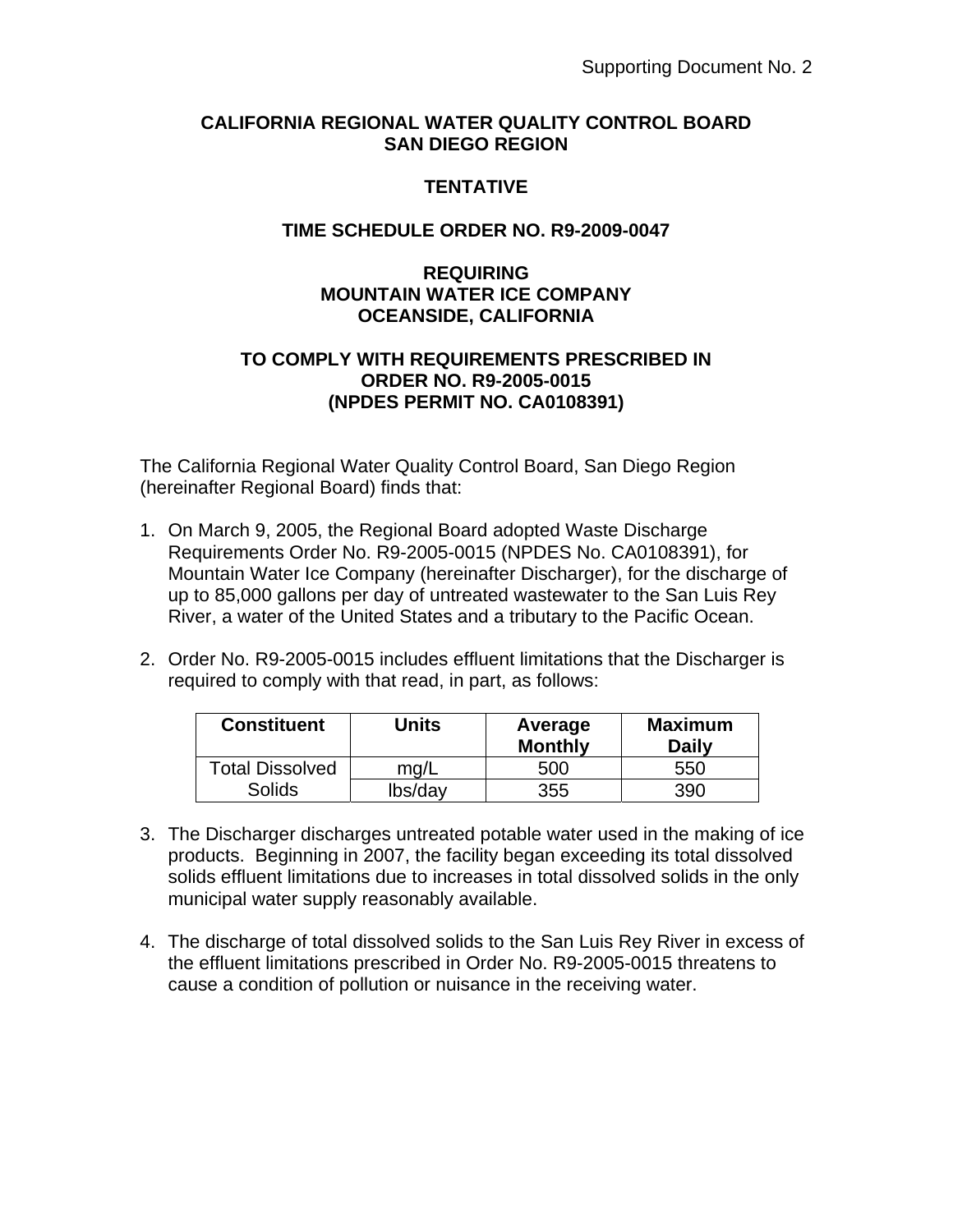Supporting Document No. 2

**CALIFORNIA REGIONAL WATER QUALITY CONTROL BOARD**
**SAN DIEGO REGION**

**TENTATIVE**

**TIME SCHEDULE ORDER NO. R9-2009-0047**

**REQUIRING**
**MOUNTAIN WATER ICE COMPANY**
**OCEANSIDE, CALIFORNIA**

**TO COMPLY WITH REQUIREMENTS PRESCRIBED IN**
**ORDER NO. R9-2005-0015**
**(NPDES PERMIT NO. CA0108391)**

The California Regional Water Quality Control Board, San Diego Region (hereinafter Regional Board) finds that:

1. On March 9, 2005, the Regional Board adopted Waste Discharge Requirements Order No. R9-2005-0015 (NPDES No. CA0108391), for Mountain Water Ice Company (hereinafter Discharger), for the discharge of up to 85,000 gallons per day of untreated wastewater to the San Luis Rey River, a water of the United States and a tributary to the Pacific Ocean.

2. Order No. R9-2005-0015 includes effluent limitations that the Discharger is required to comply with that read, in part, as follows:

| Constituent | Units | Average Monthly | Maximum Daily |
|---|---|---|---|
| Total Dissolved Solids | mg/L | 500 | 550 |
| | lbs/day | 355 | 390 |

3. The Discharger discharges untreated potable water used in the making of ice products. Beginning in 2007, the facility began exceeding its total dissolved solids effluent limitations due to increases in total dissolved solids in the only municipal water supply reasonably available.

4. The discharge of total dissolved solids to the San Luis Rey River in excess of the effluent limitations prescribed in Order No. R9-2005-0015 threatens to cause a condition of pollution or nuisance in the receiving water.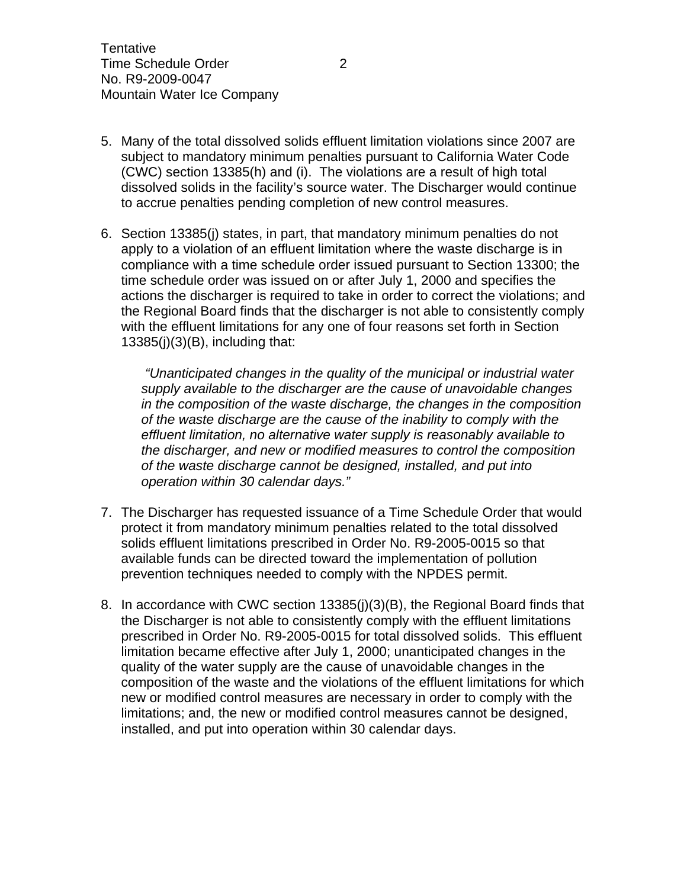5. Many of the total dissolved solids effluent limitation violations since 2007 are subject to mandatory minimum penalties pursuant to California Water Code (CWC) section 13385(h) and (i). The violations are a result of high total dissolved solids in the facility's source water. The Discharger would continue to accrue penalties pending completion of new control measures.

6. Section 13385(j) states, in part, that mandatory minimum penalties do not apply to a violation of an effluent limitation where the waste discharge is in compliance with a time schedule order issued pursuant to Section 13300; the time schedule order was issued on or after July 1, 2000 and specifies the actions the discharger is required to take in order to correct the violations; and the Regional Board finds that the discharger is not able to consistently comply with the effluent limitations for any one of four reasons set forth in Section 13385(j)(3)(B), including that:

   *"Unanticipated changes in the quality of the municipal or industrial water supply available to the discharger are the cause of unavoidable changes in the composition of the waste discharge, the changes in the composition of the waste discharge are the cause of the inability to comply with the effluent limitation, no alternative water supply is reasonably available to the discharger, and new or modified measures to control the composition of the waste discharge cannot be designed, installed, and put into operation within 30 calendar days."*

7. The Discharger has requested issuance of a Time Schedule Order that would protect it from mandatory minimum penalties related to the total dissolved solids effluent limitations prescribed in Order No. R9-2005-0015 so that available funds can be directed toward the implementation of pollution prevention techniques needed to comply with the NPDES permit.

8. In accordance with CWC section 13385(j)(3)(B), the Regional Board finds that the Discharger is not able to consistently comply with the effluent limitations prescribed in Order No. R9-2005-0015 for total dissolved solids. This effluent limitation became effective after July 1, 2000; unanticipated changes in the quality of the water supply are the cause of unavoidable changes in the composition of the waste and the violations of the effluent limitations for which new or modified control measures are necessary in order to comply with the limitations; and, the new or modified control measures cannot be designed, installed, and put into operation within 30 calendar days.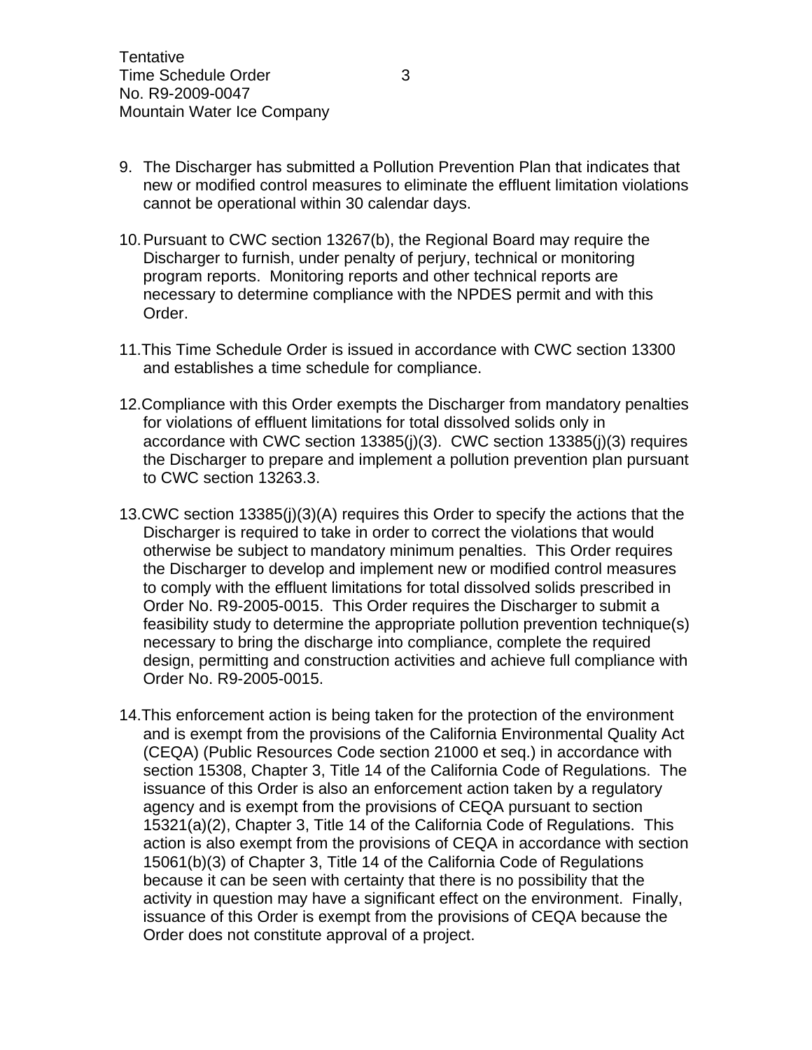9. The Discharger has submitted a Pollution Prevention Plan that indicates that new or modified control measures to eliminate the effluent limitation violations cannot be operational within 30 calendar days.

10. Pursuant to CWC section 13267(b), the Regional Board may require the Discharger to furnish, under penalty of perjury, technical or monitoring program reports. Monitoring reports and other technical reports are necessary to determine compliance with the NPDES permit and with this Order.

11. This Time Schedule Order is issued in accordance with CWC section 13300 and establishes a time schedule for compliance.

12. Compliance with this Order exempts the Discharger from mandatory penalties for violations of effluent limitations for total dissolved solids only in accordance with CWC section 13385(j)(3). CWC section 13385(j)(3) requires the Discharger to prepare and implement a pollution prevention plan pursuant to CWC section 13263.3.

13. CWC section 13385(j)(3)(A) requires this Order to specify the actions that the Discharger is required to take in order to correct the violations that would otherwise be subject to mandatory minimum penalties. This Order requires the Discharger to develop and implement new or modified control measures to comply with the effluent limitations for total dissolved solids prescribed in Order No. R9-2005-0015. This Order requires the Discharger to submit a feasibility study to determine the appropriate pollution prevention technique(s) necessary to bring the discharge into compliance, complete the required design, permitting and construction activities and achieve full compliance with Order No. R9-2005-0015.

14. This enforcement action is being taken for the protection of the environment and is exempt from the provisions of the California Environmental Quality Act (CEQA) (Public Resources Code section 21000 et seq.) in accordance with section 15308, Chapter 3, Title 14 of the California Code of Regulations. The issuance of this Order is also an enforcement action taken by a regulatory agency and is exempt from the provisions of CEQA pursuant to section 15321(a)(2), Chapter 3, Title 14 of the California Code of Regulations. This action is also exempt from the provisions of CEQA in accordance with section 15061(b)(3) of Chapter 3, Title 14 of the California Code of Regulations because it can be seen with certainty that there is no possibility that the activity in question may have a significant effect on the environment. Finally, issuance of this Order is exempt from the provisions of CEQA because the Order does not constitute approval of a project.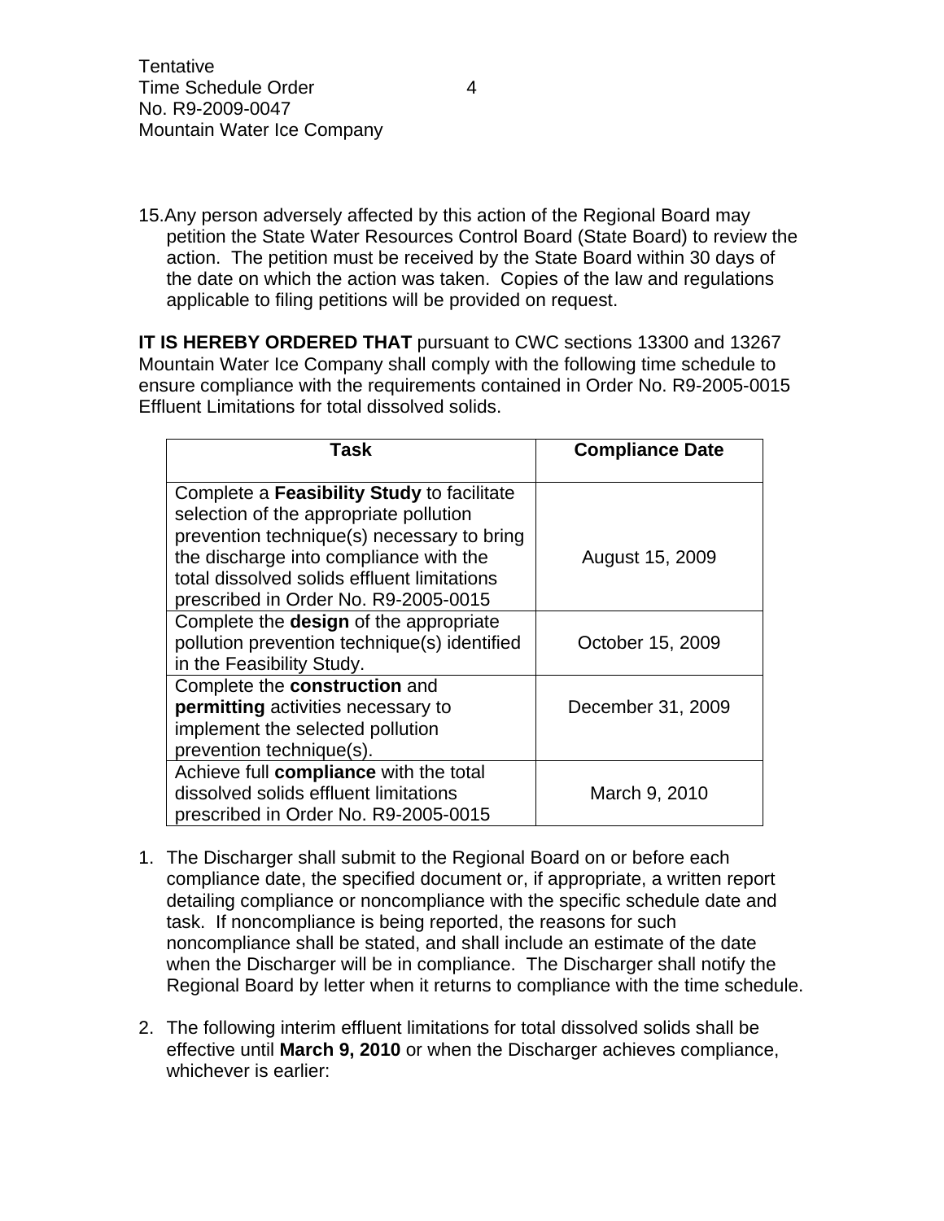15. Any person adversely affected by this action of the Regional Board may petition the State Water Resources Control Board (State Board) to review the action. The petition must be received by the State Board within 30 days of the date on which the action was taken. Copies of the law and regulations applicable to filing petitions will be provided on request.

**IT IS HEREBY ORDERED THAT** pursuant to CWC sections 13300 and 13267 Mountain Water Ice Company shall comply with the following time schedule to ensure compliance with the requirements contained in Order No. R9-2005-0015 Effluent Limitations for total dissolved solids.

| Task | Compliance Date |
|---|---|
| Complete a **Feasibility Study** to facilitate selection of the appropriate pollution prevention technique(s) necessary to bring the discharge into compliance with the total dissolved solids effluent limitations prescribed in Order No. R9-2005-0015 | August 15, 2009 |
| Complete the **design** of the appropriate pollution prevention technique(s) identified in the Feasibility Study. | October 15, 2009 |
| Complete the **construction** and **permitting** activities necessary to implement the selected pollution prevention technique(s). | December 31, 2009 |
| Achieve full **compliance** with the total dissolved solids effluent limitations prescribed in Order No. R9-2005-0015 | March 9, 2010 |

1. The Discharger shall submit to the Regional Board on or before each compliance date, the specified document or, if appropriate, a written report detailing compliance or noncompliance with the specific schedule date and task. If noncompliance is being reported, the reasons for such noncompliance shall be stated, and shall include an estimate of the date when the Discharger will be in compliance. The Discharger shall notify the Regional Board by letter when it returns to compliance with the time schedule.

2. The following interim effluent limitations for total dissolved solids shall be effective until **March 9, 2010** or when the Discharger achieves compliance, whichever is earlier: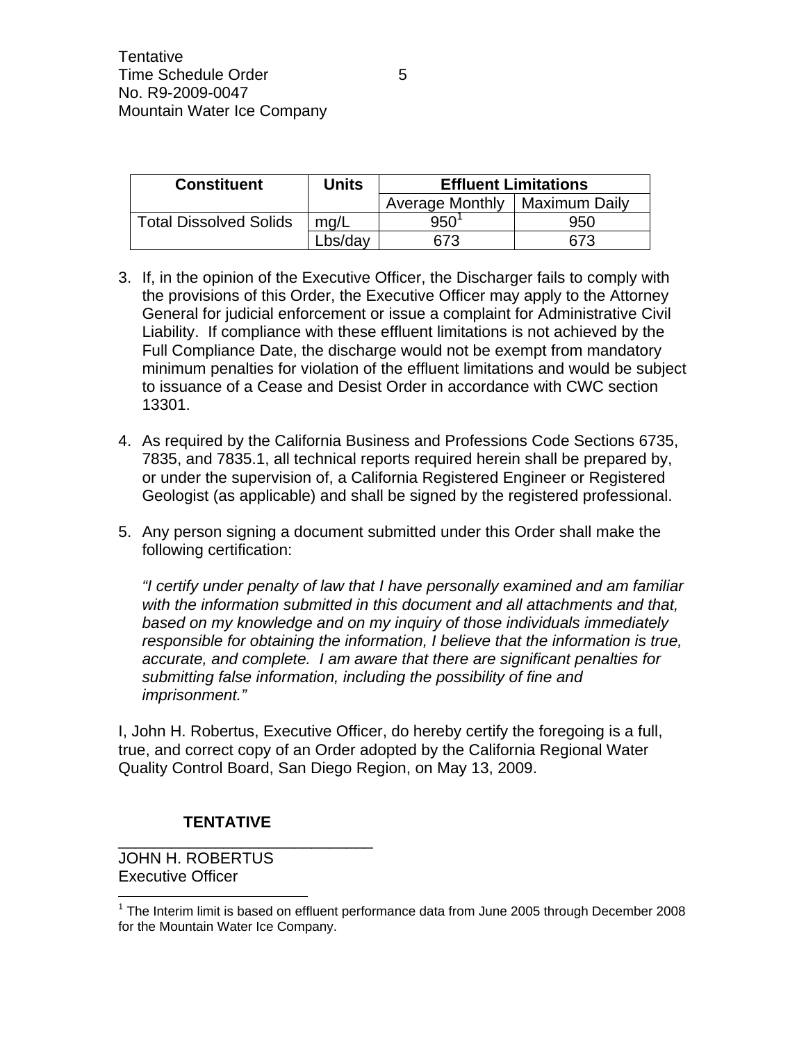| Constituent | Units | Effluent Limitations | |
|---|---|---|---|
| | | Average Monthly | Maximum Daily |
| Total Dissolved Solids | mg/L | 950[1] | 950 |
| | Lbs/day | 673 | 673 |

3. If, in the opinion of the Executive Officer, the Discharger fails to comply with the provisions of this Order, the Executive Officer may apply to the Attorney General for judicial enforcement or issue a complaint for Administrative Civil Liability. If compliance with these effluent limitations is not achieved by the Full Compliance Date, the discharge would not be exempt from mandatory minimum penalties for violation of the effluent limitations and would be subject to issuance of a Cease and Desist Order in accordance with CWC section 13301.

4. As required by the California Business and Professions Code Sections 6735, 7835, and 7835.1, all technical reports required herein shall be prepared by, or under the supervision of, a California Registered Engineer or Registered Geologist (as applicable) and shall be signed by the registered professional.

5. Any person signing a document submitted under this Order shall make the following certification:

   *"I certify under penalty of law that I have personally examined and am familiar with the information submitted in this document and all attachments and that, based on my knowledge and on my inquiry of those individuals immediately responsible for obtaining the information, I believe that the information is true, accurate, and complete. I am aware that there are significant penalties for submitting false information, including the possibility of fine and imprisonment."*

I, John H. Robertus, Executive Officer, do hereby certify the foregoing is a full, true, and correct copy of an Order adopted by the California Regional Water Quality Control Board, San Diego Region, on May 13, 2009.

**TENTATIVE**

\_\_\_\_\_\_\_\_\_\_\_\_\_\_\_\_\_\_\_\_\_\_\_\_\_\_\_\_\_\_

JOHN H. ROBERTUS
Executive Officer

[1] The Interim limit is based on effluent performance data from June 2005 through December 2008 for the Mountain Water Ice Company.